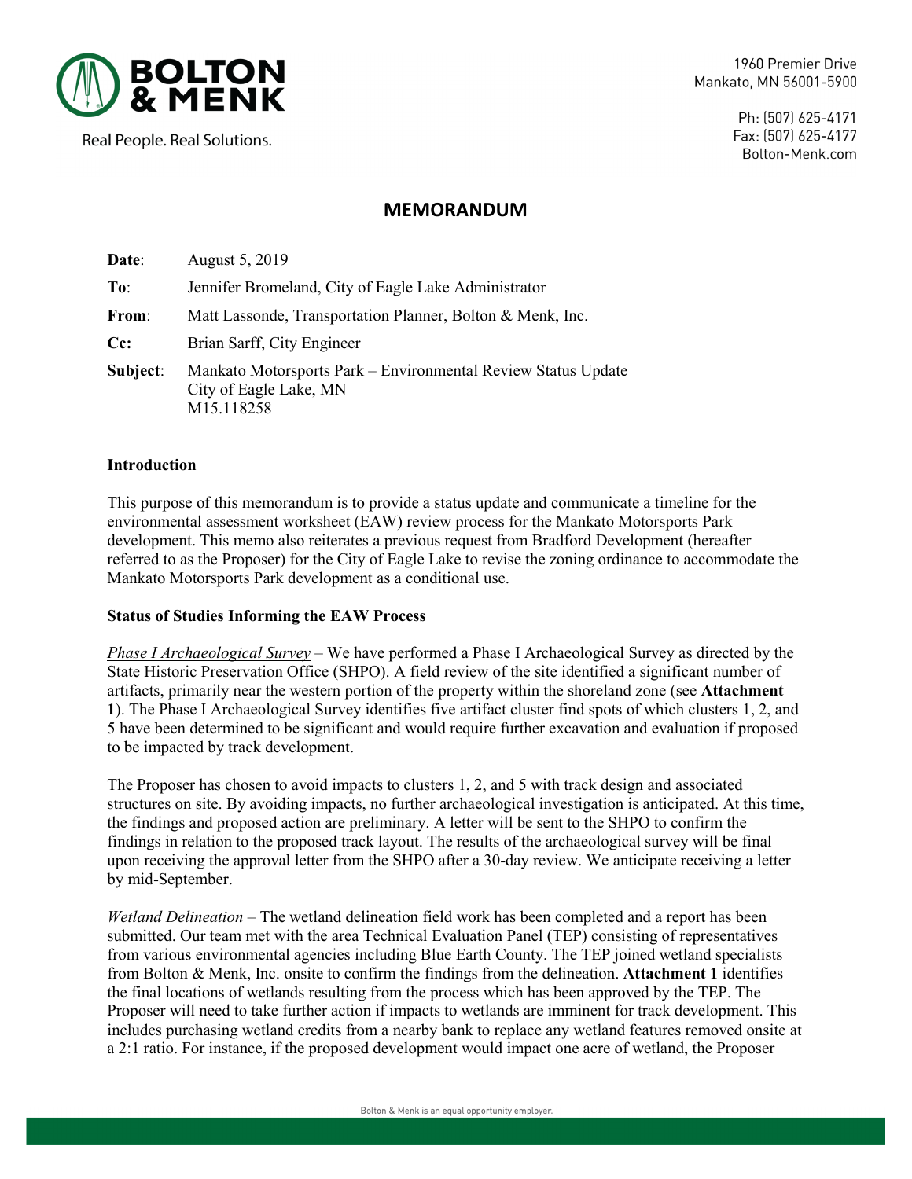BOLTON & MENK

Real People. Real Solutions.

1960 Premier Drive
Mankato, MN 56001-5900

Ph: (507) 625-4171
Fax: (507) 625-4177
Bolton-Menk.com

# MEMORANDUM

**Date**: August 5, 2019

**To**: Jennifer Bromeland, City of Eagle Lake Administrator

**From**: Matt Lassonde, Transportation Planner, Bolton & Menk, Inc.

**Cc:** Brian Sarff, City Engineer

**Subject**: Mankato Motorsports Park – Environmental Review Status Update
City of Eagle Lake, MN
M15.118258

## Introduction

This purpose of this memorandum is to provide a status update and communicate a timeline for the environmental assessment worksheet (EAW) review process for the Mankato Motorsports Park development. This memo also reiterates a previous request from Bradford Development (hereafter referred to as the Proposer) for the City of Eagle Lake to revise the zoning ordinance to accommodate the Mankato Motorsports Park development as a conditional use.

## Status of Studies Informing the EAW Process

*Phase I Archaeological Survey* – We have performed a Phase I Archaeological Survey as directed by the State Historic Preservation Office (SHPO). A field review of the site identified a significant number of artifacts, primarily near the western portion of the property within the shoreland zone (see **Attachment 1**). The Phase I Archaeological Survey identifies five artifact cluster find spots of which clusters 1, 2, and 5 have been determined to be significant and would require further excavation and evaluation if proposed to be impacted by track development.

The Proposer has chosen to avoid impacts to clusters 1, 2, and 5 with track design and associated structures on site. By avoiding impacts, no further archaeological investigation is anticipated. At this time, the findings and proposed action are preliminary. A letter will be sent to the SHPO to confirm the findings in relation to the proposed track layout. The results of the archaeological survey will be final upon receiving the approval letter from the SHPO after a 30-day review. We anticipate receiving a letter by mid-September.

*Wetland Delineation* – The wetland delineation field work has been completed and a report has been submitted. Our team met with the area Technical Evaluation Panel (TEP) consisting of representatives from various environmental agencies including Blue Earth County. The TEP joined wetland specialists from Bolton & Menk, Inc. onsite to confirm the findings from the delineation. **Attachment 1** identifies the final locations of wetlands resulting from the process which has been approved by the TEP. The Proposer will need to take further action if impacts to wetlands are imminent for track development. This includes purchasing wetland credits from a nearby bank to replace any wetland features removed onsite at a 2:1 ratio. For instance, if the proposed development would impact one acre of wetland, the Proposer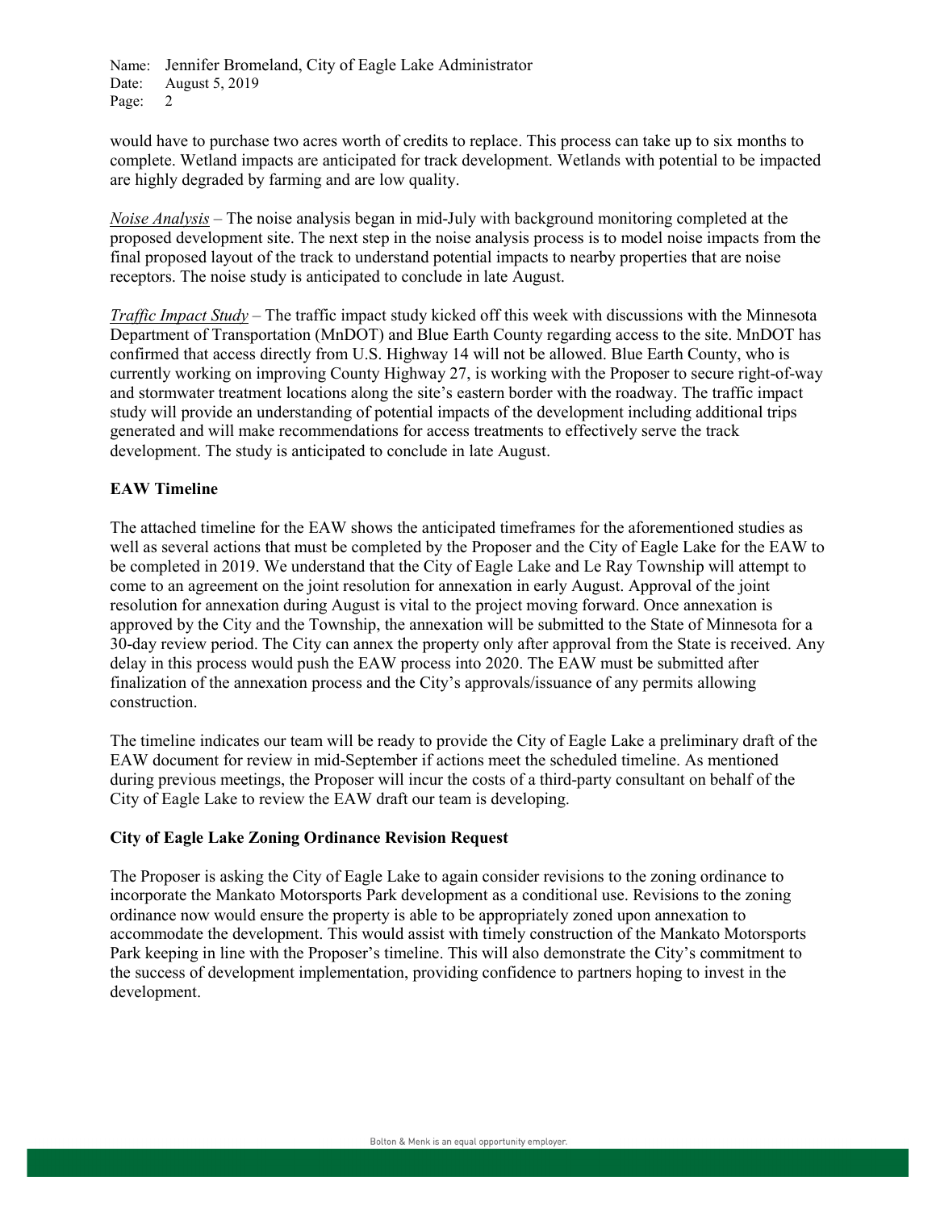would have to purchase two acres worth of credits to replace. This process can take up to six months to complete. Wetland impacts are anticipated for track development. Wetlands with potential to be impacted are highly degraded by farming and are low quality.

*Noise Analysis* – The noise analysis began in mid-July with background monitoring completed at the proposed development site. The next step in the noise analysis process is to model noise impacts from the final proposed layout of the track to understand potential impacts to nearby properties that are noise receptors. The noise study is anticipated to conclude in late August.

*Traffic Impact Study* – The traffic impact study kicked off this week with discussions with the Minnesota Department of Transportation (MnDOT) and Blue Earth County regarding access to the site. MnDOT has confirmed that access directly from U.S. Highway 14 will not be allowed. Blue Earth County, who is currently working on improving County Highway 27, is working with the Proposer to secure right-of-way and stormwater treatment locations along the site's eastern border with the roadway. The traffic impact study will provide an understanding of potential impacts of the development including additional trips generated and will make recommendations for access treatments to effectively serve the track development. The study is anticipated to conclude in late August.

**EAW Timeline**

The attached timeline for the EAW shows the anticipated timeframes for the aforementioned studies as well as several actions that must be completed by the Proposer and the City of Eagle Lake for the EAW to be completed in 2019. We understand that the City of Eagle Lake and Le Ray Township will attempt to come to an agreement on the joint resolution for annexation in early August. Approval of the joint resolution for annexation during August is vital to the project moving forward. Once annexation is approved by the City and the Township, the annexation will be submitted to the State of Minnesota for a 30-day review period. The City can annex the property only after approval from the State is received. Any delay in this process would push the EAW process into 2020. The EAW must be submitted after finalization of the annexation process and the City's approvals/issuance of any permits allowing construction.

The timeline indicates our team will be ready to provide the City of Eagle Lake a preliminary draft of the EAW document for review in mid-September if actions meet the scheduled timeline. As mentioned during previous meetings, the Proposer will incur the costs of a third-party consultant on behalf of the City of Eagle Lake to review the EAW draft our team is developing.

**City of Eagle Lake Zoning Ordinance Revision Request**

The Proposer is asking the City of Eagle Lake to again consider revisions to the zoning ordinance to incorporate the Mankato Motorsports Park development as a conditional use. Revisions to the zoning ordinance now would ensure the property is able to be appropriately zoned upon annexation to accommodate the development. This would assist with timely construction of the Mankato Motorsports Park keeping in line with the Proposer's timeline. This will also demonstrate the City's commitment to the success of development implementation, providing confidence to partners hoping to invest in the development.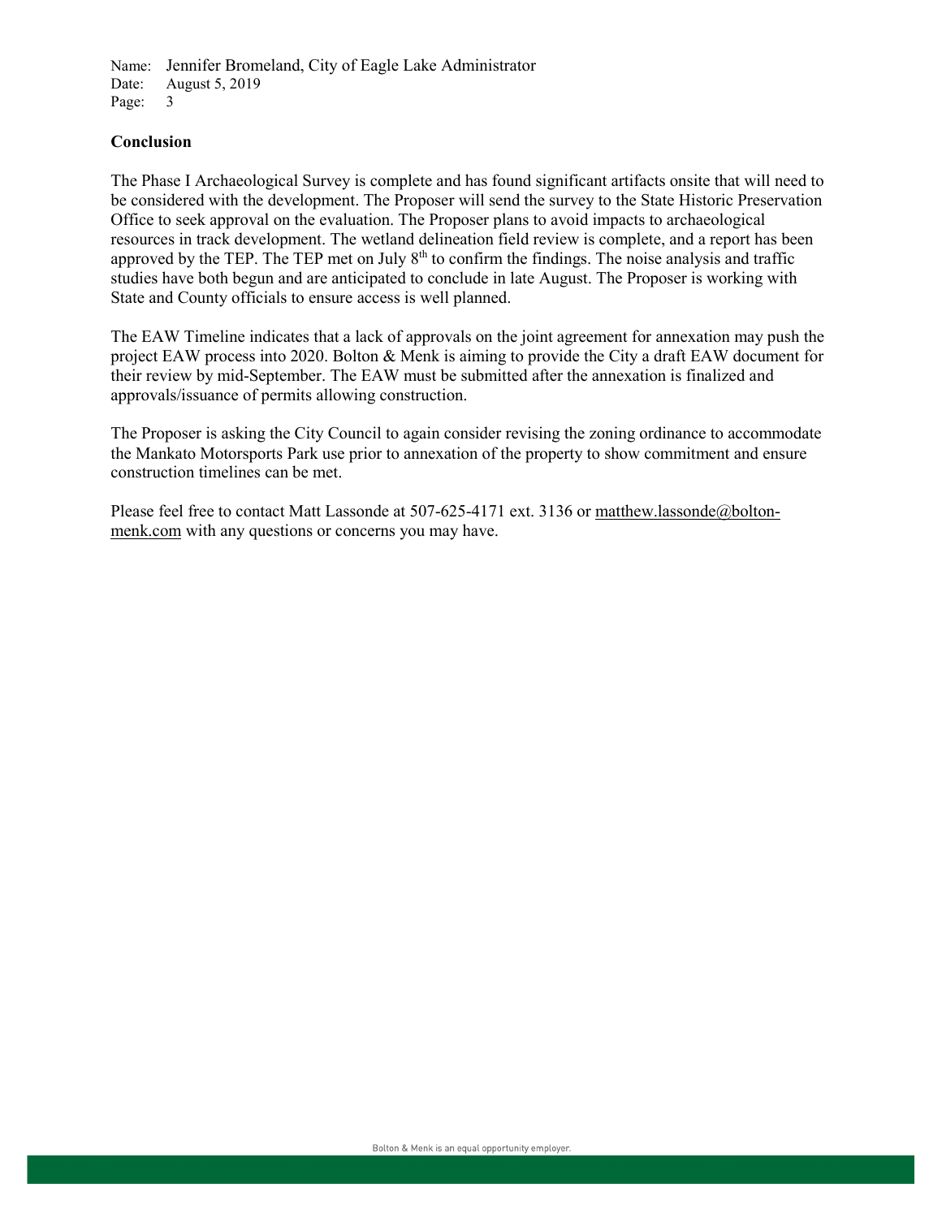## Conclusion

The Phase I Archaeological Survey is complete and has found significant artifacts onsite that will need to be considered with the development. The Proposer will send the survey to the State Historic Preservation Office to seek approval on the evaluation. The Proposer plans to avoid impacts to archaeological resources in track development. The wetland delineation field review is complete, and a report has been approved by the TEP. The TEP met on July 8th to confirm the findings. The noise analysis and traffic studies have both begun and are anticipated to conclude in late August. The Proposer is working with State and County officials to ensure access is well planned.

The EAW Timeline indicates that a lack of approvals on the joint agreement for annexation may push the project EAW process into 2020. Bolton & Menk is aiming to provide the City a draft EAW document for their review by mid-September. The EAW must be submitted after the annexation is finalized and approvals/issuance of permits allowing construction.

The Proposer is asking the City Council to again consider revising the zoning ordinance to accommodate the Mankato Motorsports Park use prior to annexation of the property to show commitment and ensure construction timelines can be met.

Please feel free to contact Matt Lassonde at 507-625-4171 ext. 3136 or matthew.lassonde@bolton-menk.com with any questions or concerns you may have.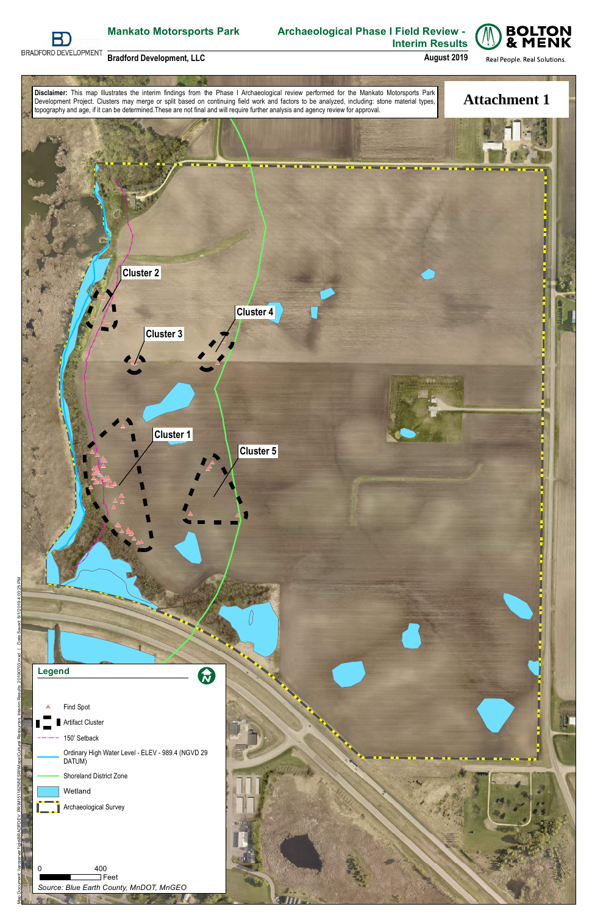Mankato Motorsports Park

Bradford Development, LLC

Archaeological Phase I Field Review - Interim Results

August 2019

BOLTON & MENK

Real People. Real Solutions.

BRADFORD DEVELOPMENT

**Disclaimer:** This map Illustrates the interim findings from the Phase I Archaeological review performed for the Mankato Motorsports Park Development Project. Clusters may merge or split based on continuing field work and factors to be analyzed, including: stone material types, topography and age, if it can be determined.These are not final and will require further analysis and agency review for approval.

# Attachment 1

Cluster 1

Cluster 2

Cluster 3

Cluster 4

Cluster 5

**Legend**

- Find Spot
- Artifact Cluster
- 150' Setback
- Ordinary High Water Level - ELEV - 989.4 (NGVD 29 DATUM)
- Shoreland District Zone
- Wetland
- Archaeological Survey

0 400 Feet

*Source: Blue Earth County, MnDOT, MnGEO*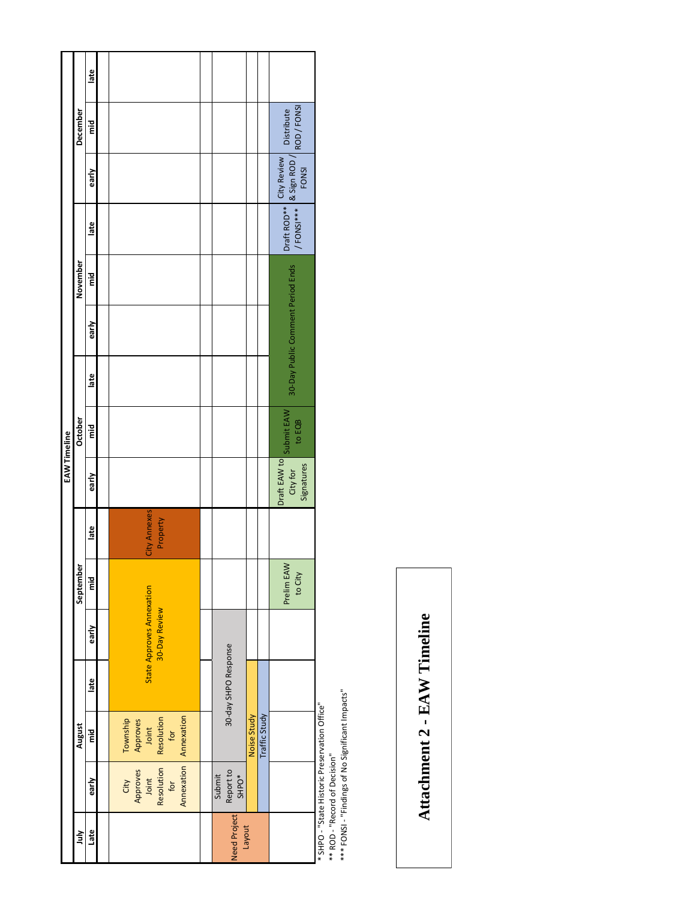# EAW Timeline

| July | August | | | September | | | October | | | November | | | December | | |
|---|---|---|---|---|---|---|---|---|---|---|---|---|---|---|---|
| Late | early | mid | late | early | mid | late | early | mid | late | early | mid | late | early | mid | late |
| | | | | | | | | | | | | | | | |
| | City Approves Joint Resolution for Annexation | Township Approves Joint Resolution for Annexation | State Approves Annexation 30-Day Review | | | City Annexes Property | | | | | | | | | |
| | | | | | | | | | | | | | | | |
| Need Project Layout | Submit Report to SHPO* | 30-day SHPO Response | | | | | | | | | | | | | |
| | | Noise Study | | | | | | | | | | | | | |
| | | Traffic Study | | | | | | | | | | | | | |
| | | | | | Prelim EAW to City | | Draft EAW to City for Signatures | Submit EAW to EQB | 30-Day Public Comment Period Ends | | | Draft ROD** / FONSI*** | City Review & Sign ROD / FONSI | Distribute ROD / FONSI | |

* SHPO - "State Historic Preservation Office"
** ROD - "Record of Decision"
*** FONSI - "Findings of No Significant Impacts"

**Attachment 2 - EAW Timeline**